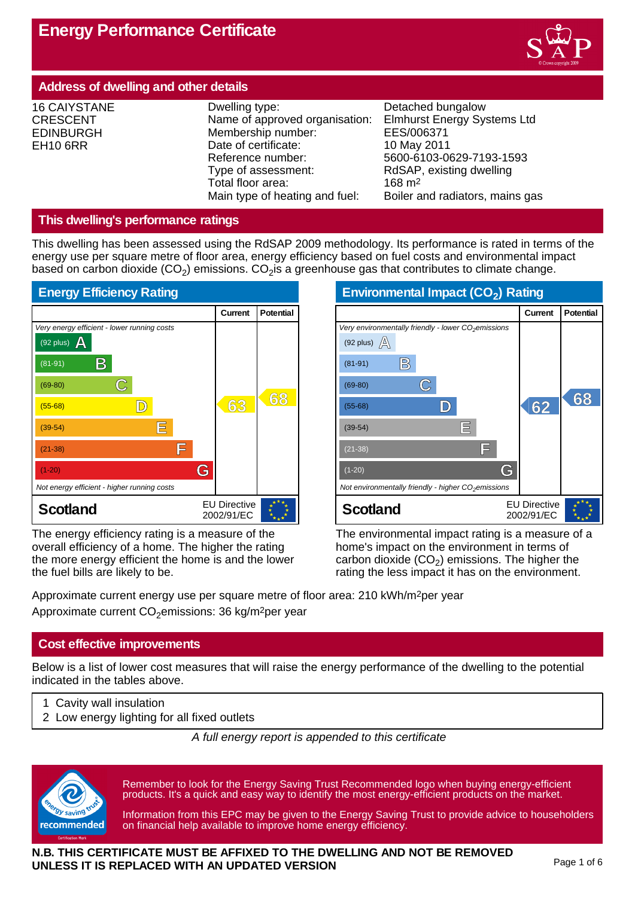# Energy Performance Certificate

## Address of dwelling and other details

16 CAIYSTANE
CRESCENT
EDINBURGH
EH10 6RR

| | |
|---|---|
| Dwelling type: | Detached bungalow |
| Name of approved organisation: | Elmhurst Energy Systems Ltd |
| Membership number: | EES/006371 |
| Date of certificate: | 10 May 2011 |
| Reference number: | 5600-6103-0629-7193-1593 |
| Type of assessment: | RdSAP, existing dwelling |
| Total floor area: | 168 m2 |
| Main type of heating and fuel: | Boiler and radiators, mains gas |

## This dwelling's performance ratings

This dwelling has been assessed using the RdSAP 2009 methodology. Its performance is rated in terms of the energy use per square metre of floor area, energy efficiency based on fuel costs and environmental impact based on carbon dioxide ($CO_2$) emissions. $CO_2$ is a greenhouse gas that contributes to climate change.

### Energy Efficiency Rating

| | Current | Potential |
|---|---|---|
| *Very energy efficient - lower running costs* | | |
| (92 plus) A | | |
| (81-91) B | | |
| (69-80) C | | |
| (55-68) D | 63 | 68 |
| (39-54) E | | |
| (21-38) F | | |
| (1-20) G | | |
| *Not energy efficient - higher running costs* | | |
| **Scotland** | EU Directive 2002/91/EC | |

The energy efficiency rating is a measure of the overall efficiency of a home. The higher the rating the more energy efficient the home is and the lower the fuel bills are likely to be.

### Environmental Impact ($CO_2$) Rating

| | Current | Potential |
|---|---|---|
| *Very environmentally friendly - lower $CO_2$ emissions* | | |
| (92 plus) A | | |
| (81-91) B | | |
| (69-80) C | | |
| (55-68) D | 62 | 68 |
| (39-54) E | | |
| (21-38) F | | |
| (1-20) G | | |
| *Not environmentally friendly - higher $CO_2$ emissions* | | |
| **Scotland** | EU Directive 2002/91/EC | |

The environmental impact rating is a measure of a home's impact on the environment in terms of carbon dioxide ($CO_2$) emissions. The higher the rating the less impact it has on the environment.

Approximate current energy use per square metre of floor area: 210 kWh/m2per year

Approximate current $CO_2$emissions: 36 kg/m2per year

## Cost effective improvements

Below is a list of lower cost measures that will raise the energy performance of the dwelling to the potential indicated in the tables above.

1. Cavity wall insulation
2. Low energy lighting for all fixed outlets

*A full energy report is appended to this certificate*

Remember to look for the Energy Saving Trust Recommended logo when buying energy-efficient products. It's a quick and easy way to identify the most energy-efficient products on the market.

Information from this EPC may be given to the Energy Saving Trust to provide advice to householders on financial help available to improve home energy efficiency.

**N.B. THIS CERTIFICATE MUST BE AFFIXED TO THE DWELLING AND NOT BE REMOVED UNLESS IT IS REPLACED WITH AN UPDATED VERSION**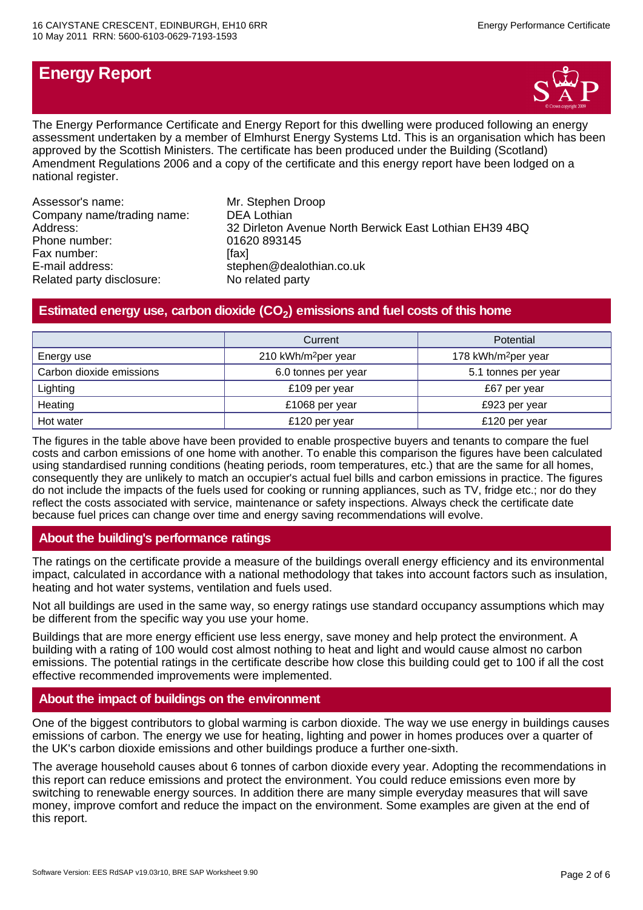# Energy Report

The Energy Performance Certificate and Energy Report for this dwelling were produced following an energy assessment undertaken by a member of Elmhurst Energy Systems Ltd. This is an organisation which has been approved by the Scottish Ministers. The certificate has been produced under the Building (Scotland) Amendment Regulations 2006 and a copy of the certificate and this energy report have been lodged on a national register.

Assessor's name: Mr. Stephen Droop
Company name/trading name: DEA Lothian
Address: 32 Dirleton Avenue North Berwick East Lothian EH39 4BQ
Phone number: 01620 893145
Fax number: [fax]
E-mail address: stephen@dealothian.co.uk
Related party disclosure: No related party

## Estimated energy use, carbon dioxide ($CO_2$) emissions and fuel costs of this home

| | Current | Potential |
|---|---|---|
| Energy use | 210 kWh/m$^2$per year | 178 kWh/m$^2$per year |
| Carbon dioxide emissions | 6.0 tonnes per year | 5.1 tonnes per year |
| Lighting | £109 per year | £67 per year |
| Heating | £1068 per year | £923 per year |
| Hot water | £120 per year | £120 per year |

The figures in the table above have been provided to enable prospective buyers and tenants to compare the fuel costs and carbon emissions of one home with another. To enable this comparison the figures have been calculated using standardised running conditions (heating periods, room temperatures, etc.) that are the same for all homes, consequently they are unlikely to match an occupier's actual fuel bills and carbon emissions in practice. The figures do not include the impacts of the fuels used for cooking or running appliances, such as TV, fridge etc.; nor do they reflect the costs associated with service, maintenance or safety inspections. Always check the certificate date because fuel prices can change over time and energy saving recommendations will evolve.

## About the building's performance ratings

The ratings on the certificate provide a measure of the buildings overall energy efficiency and its environmental impact, calculated in accordance with a national methodology that takes into account factors such as insulation, heating and hot water systems, ventilation and fuels used.

Not all buildings are used in the same way, so energy ratings use standard occupancy assumptions which may be different from the specific way you use your home.

Buildings that are more energy efficient use less energy, save money and help protect the environment. A building with a rating of 100 would cost almost nothing to heat and light and would cause almost no carbon emissions. The potential ratings in the certificate describe how close this building could get to 100 if all the cost effective recommended improvements were implemented.

## About the impact of buildings on the environment

One of the biggest contributors to global warming is carbon dioxide. The way we use energy in buildings causes emissions of carbon. The energy we use for heating, lighting and power in homes produces over a quarter of the UK's carbon dioxide emissions and other buildings produce a further one-sixth.

The average household causes about 6 tonnes of carbon dioxide every year. Adopting the recommendations in this report can reduce emissions and protect the environment. You could reduce emissions even more by switching to renewable energy sources. In addition there are many simple everyday measures that will save money, improve comfort and reduce the impact on the environment. Some examples are given at the end of this report.

Software Version: EES RdSAP v19.03r10, BRE SAP Worksheet 9.90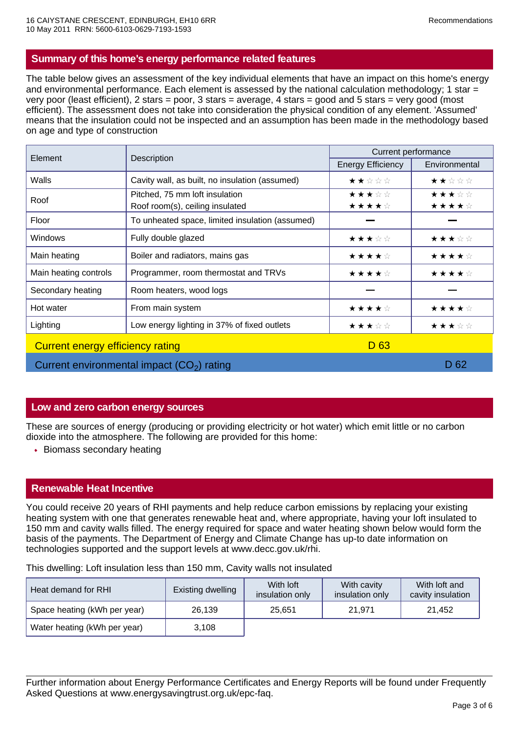## Summary of this home's energy performance related features

The table below gives an assessment of the key individual elements that have an impact on this home's energy and environmental performance. Each element is assessed by the national calculation methodology; 1 star = very poor (least efficient), 2 stars = poor, 3 stars = average, 4 stars = good and 5 stars = very good (most efficient). The assessment does not take into consideration the physical condition of any element. 'Assumed' means that the insulation could not be inspected and an assumption has been made in the methodology based on age and type of construction

| Element | Description | Current performance | |
|---|---|---|---|
| | | Energy Efficiency | Environmental |
| Walls | Cavity wall, as built, no insulation (assumed) | ★★☆☆☆ | ★★☆☆☆ |
| Roof | Pitched, 75 mm loft insulation | ★★★☆☆ | ★★★☆☆ |
| | Roof room(s), ceiling insulated | ★★★★☆ | ★★★★☆ |
| Floor | To unheated space, limited insulation (assumed) | — | — |
| Windows | Fully double glazed | ★★★☆☆ | ★★★☆☆ |
| Main heating | Boiler and radiators, mains gas | ★★★★☆ | ★★★★☆ |
| Main heating controls | Programmer, room thermostat and TRVs | ★★★★☆ | ★★★★☆ |
| Secondary heating | Room heaters, wood logs | — | — |
| Hot water | From main system | ★★★★☆ | ★★★★☆ |
| Lighting | Low energy lighting in 37% of fixed outlets | ★★★☆☆ | ★★★☆☆ |
| **Current energy efficiency rating** | | D 63 | |
| **Current environmental impact ($CO_2$) rating** | | | D 62 |

## Low and zero carbon energy sources

These are sources of energy (producing or providing electricity or hot water) which emit little or no carbon dioxide into the atmosphere. The following are provided for this home:

- Biomass secondary heating

## Renewable Heat Incentive

You could receive 20 years of RHI payments and help reduce carbon emissions by replacing your existing heating system with one that generates renewable heat and, where appropriate, having your loft insulated to 150 mm and cavity walls filled. The energy required for space and water heating shown below would form the basis of the payments. The Department of Energy and Climate Change has up-to date information on technologies supported and the support levels at www.decc.gov.uk/rhi.

This dwelling: Loft insulation less than 150 mm, Cavity walls not insulated

| Heat demand for RHI | Existing dwelling | With loft insulation only | With cavity insulation only | With loft and cavity insulation |
|---|---|---|---|---|
| Space heating (kWh per year) | 26,139 | 25,651 | 21,971 | 21,452 |
| Water heating (kWh per year) | 3,108 | | | |

Further information about Energy Performance Certificates and Energy Reports will be found under Frequently Asked Questions at www.energysavingtrust.org.uk/epc-faq.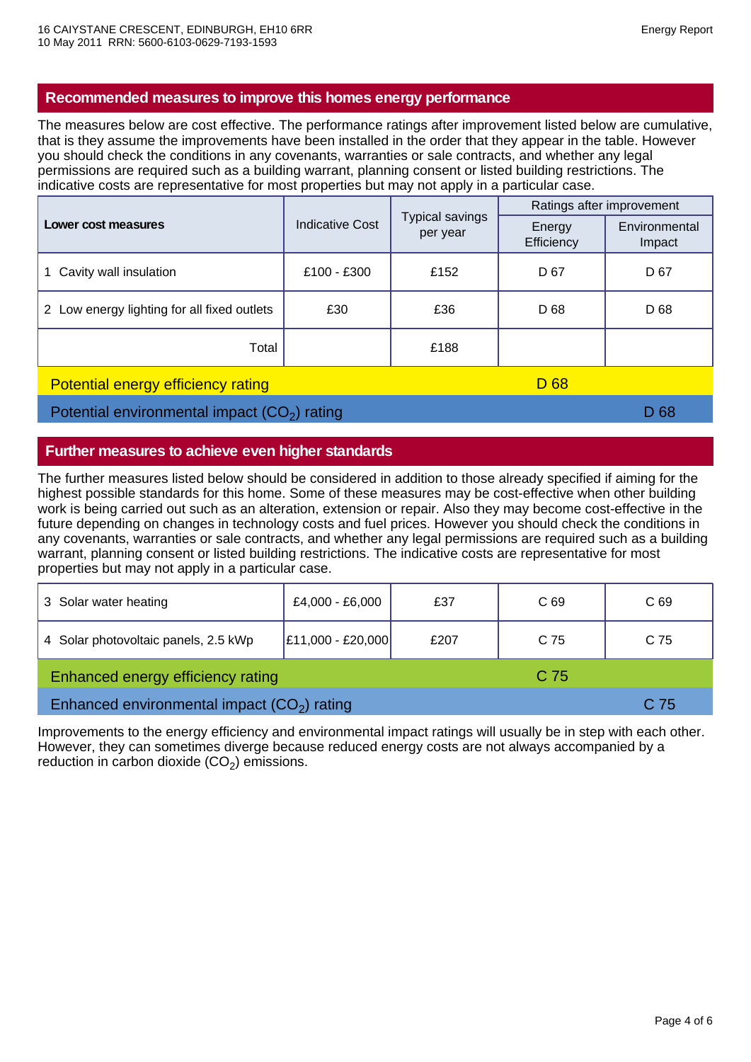## Recommended measures to improve this homes energy performance

The measures below are cost effective. The performance ratings after improvement listed below are cumulative, that is they assume the improvements have been installed in the order that they appear in the table. However you should check the conditions in any covenants, warranties or sale contracts, and whether any legal permissions are required such as a building warrant, planning consent or listed building restrictions. The indicative costs are representative for most properties but may not apply in a particular case.

| Lower cost measures | Indicative Cost | Typical savings per year | Ratings after improvement | |
|---|---|---|---|---|
| | | | Energy Efficiency | Environmental Impact |
| 1 Cavity wall insulation | £100 - £300 | £152 | D 67 | D 67 |
| 2 Low energy lighting for all fixed outlets | £30 | £36 | D 68 | D 68 |
| Total | | £188 | | |
| Potential energy efficiency rating | | | D 68 | |
| Potential environmental impact ($CO_2$) rating | | | | D 68 |

## Further measures to achieve even higher standards

The further measures listed below should be considered in addition to those already specified if aiming for the highest possible standards for this home. Some of these measures may be cost-effective when other building work is being carried out such as an alteration, extension or repair. Also they may become cost-effective in the future depending on changes in technology costs and fuel prices. However you should check the conditions in any covenants, warranties or sale contracts, and whether any legal permissions are required such as a building warrant, planning consent or listed building restrictions. The indicative costs are representative for most properties but may not apply in a particular case.

| Measure | Indicative Cost | Typical savings per year | Energy Efficiency | Environmental Impact |
|---|---|---|---|---|
| 3 Solar water heating | £4,000 - £6,000 | £37 | C 69 | C 69 |
| 4 Solar photovoltaic panels, 2.5 kWp | £11,000 - £20,000 | £207 | C 75 | C 75 |
| Enhanced energy efficiency rating | | | C 75 | |
| Enhanced environmental impact ($CO_2$) rating | | | | C 75 |

Improvements to the energy efficiency and environmental impact ratings will usually be in step with each other. However, they can sometimes diverge because reduced energy costs are not always accompanied by a reduction in carbon dioxide ($CO_2$) emissions.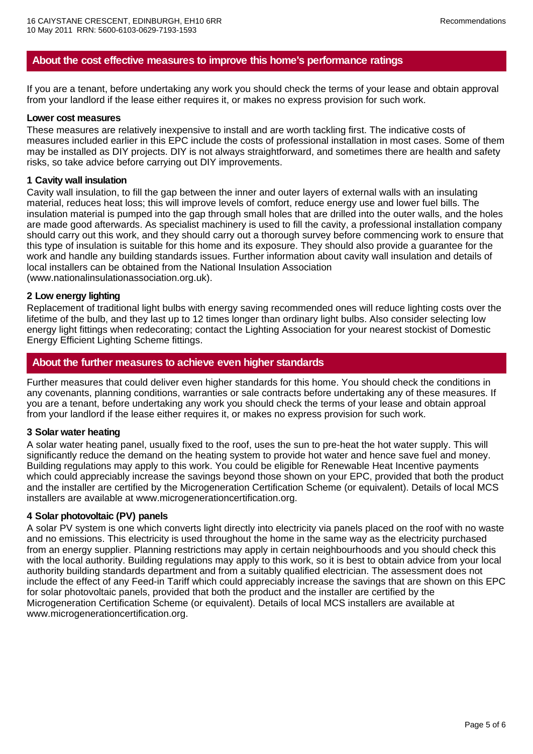## About the cost effective measures to improve this home's performance ratings

If you are a tenant, before undertaking any work you should check the terms of your lease and obtain approval from your landlord if the lease either requires it, or makes no express provision for such work.

**Lower cost measures**

These measures are relatively inexpensive to install and are worth tackling first. The indicative costs of measures included earlier in this EPC include the costs of professional installation in most cases. Some of them may be installed as DIY projects. DIY is not always straightforward, and sometimes there are health and safety risks, so take advice before carrying out DIY improvements.

**1 Cavity wall insulation**

Cavity wall insulation, to fill the gap between the inner and outer layers of external walls with an insulating material, reduces heat loss; this will improve levels of comfort, reduce energy use and lower fuel bills. The insulation material is pumped into the gap through small holes that are drilled into the outer walls, and the holes are made good afterwards. As specialist machinery is used to fill the cavity, a professional installation company should carry out this work, and they should carry out a thorough survey before commencing work to ensure that this type of insulation is suitable for this home and its exposure. They should also provide a guarantee for the work and handle any building standards issues. Further information about cavity wall insulation and details of local installers can be obtained from the National Insulation Association (www.nationalinsulationassociation.org.uk).

**2 Low energy lighting**

Replacement of traditional light bulbs with energy saving recommended ones will reduce lighting costs over the lifetime of the bulb, and they last up to 12 times longer than ordinary light bulbs. Also consider selecting low energy light fittings when redecorating; contact the Lighting Association for your nearest stockist of Domestic Energy Efficient Lighting Scheme fittings.

## About the further measures to achieve even higher standards

Further measures that could deliver even higher standards for this home. You should check the conditions in any covenants, planning conditions, warranties or sale contracts before undertaking any of these measures. If you are a tenant, before undertaking any work you should check the terms of your lease and obtain approal from your landlord if the lease either requires it, or makes no express provision for such work.

**3 Solar water heating**

A solar water heating panel, usually fixed to the roof, uses the sun to pre-heat the hot water supply. This will significantly reduce the demand on the heating system to provide hot water and hence save fuel and money. Building regulations may apply to this work. You could be eligible for Renewable Heat Incentive payments which could appreciably increase the savings beyond those shown on your EPC, provided that both the product and the installer are certified by the Microgeneration Certification Scheme (or equivalent). Details of local MCS installers are available at www.microgenerationcertification.org.

**4 Solar photovoltaic (PV) panels**

A solar PV system is one which converts light directly into electricity via panels placed on the roof with no waste and no emissions. This electricity is used throughout the home in the same way as the electricity purchased from an energy supplier. Planning restrictions may apply in certain neighbourhoods and you should check this with the local authority. Building regulations may apply to this work, so it is best to obtain advice from your local authority building standards department and from a suitably qualified electrician. The assessment does not include the effect of any Feed-in Tariff which could appreciably increase the savings that are shown on this EPC for solar photovoltaic panels, provided that both the product and the installer are certified by the Microgeneration Certification Scheme (or equivalent). Details of local MCS installers are available at www.microgenerationcertification.org.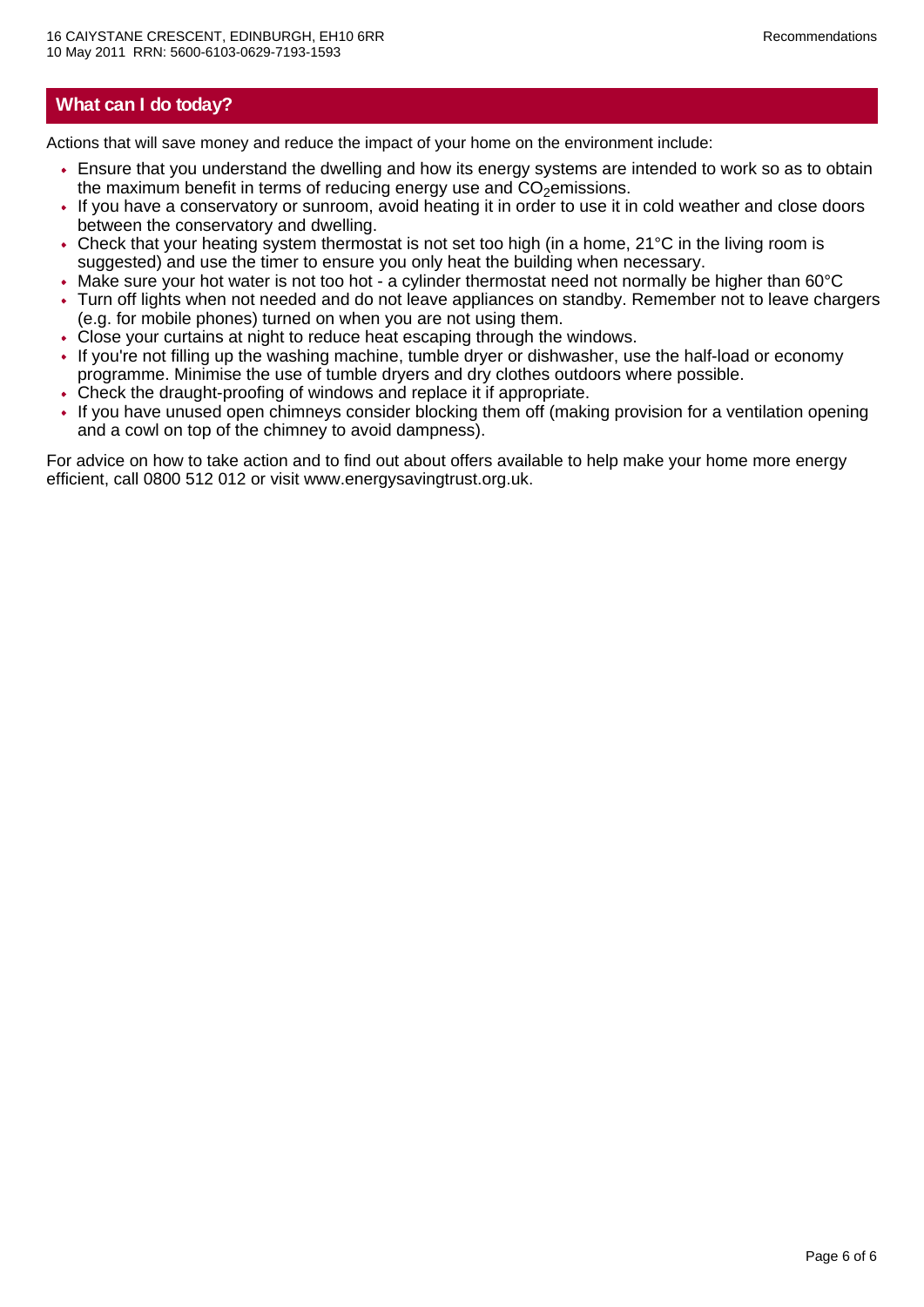## What can I do today?

Actions that will save money and reduce the impact of your home on the environment include:

- Ensure that you understand the dwelling and how its energy systems are intended to work so as to obtain the maximum benefit in terms of reducing energy use and $CO_2$emissions.
- If you have a conservatory or sunroom, avoid heating it in order to use it in cold weather and close doors between the conservatory and dwelling.
- Check that your heating system thermostat is not set too high (in a home, 21°C in the living room is suggested) and use the timer to ensure you only heat the building when necessary.
- Make sure your hot water is not too hot - a cylinder thermostat need not normally be higher than 60°C
- Turn off lights when not needed and do not leave appliances on standby. Remember not to leave chargers (e.g. for mobile phones) turned on when you are not using them.
- Close your curtains at night to reduce heat escaping through the windows.
- If you're not filling up the washing machine, tumble dryer or dishwasher, use the half-load or economy programme. Minimise the use of tumble dryers and dry clothes outdoors where possible.
- Check the draught-proofing of windows and replace it if appropriate.
- If you have unused open chimneys consider blocking them off (making provision for a ventilation opening and a cowl on top of the chimney to avoid dampness).

For advice on how to take action and to find out about offers available to help make your home more energy efficient, call 0800 512 012 or visit www.energysavingtrust.org.uk.